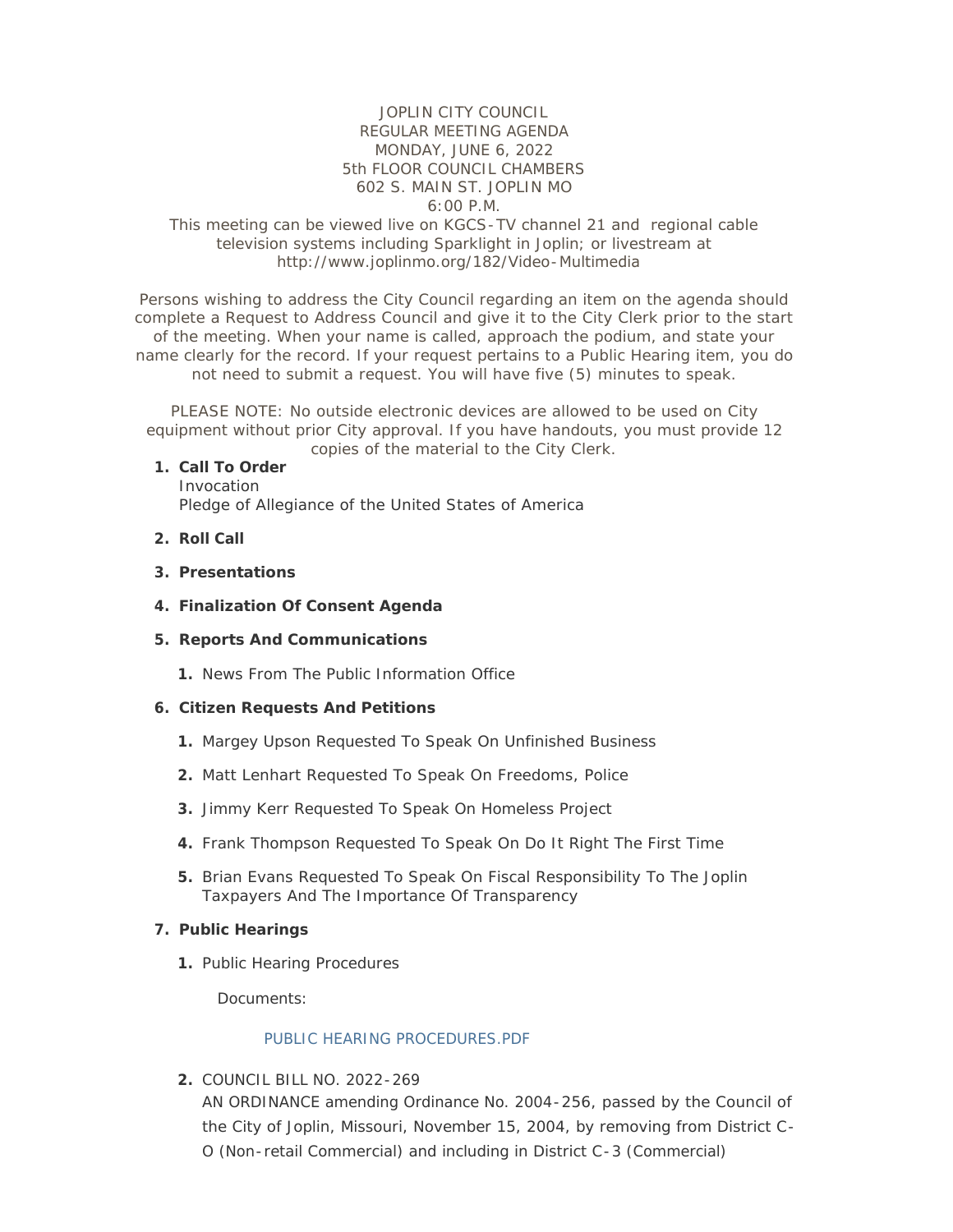JOPLIN CITY COUNCIL
REGULAR MEETING AGENDA
MONDAY, JUNE 6, 2022
5th FLOOR COUNCIL CHAMBERS
602 S. MAIN ST. JOPLIN MO
6:00 P.M.

This meeting can be viewed live on KGCS-TV channel 21 and regional cable television systems including Sparklight in Joplin; or livestream at http://www.joplinmo.org/182/Video-Multimedia

Persons wishing to address the City Council regarding an item on the agenda should complete a Request to Address Council and give it to the City Clerk prior to the start of the meeting. When your name is called, approach the podium, and state your name clearly for the record. If your request pertains to a Public Hearing item, you do not need to submit a request. You will have five (5) minutes to speak.

PLEASE NOTE: No outside electronic devices are allowed to be used on City equipment without prior City approval. If you have handouts, you must provide 12 copies of the material to the City Clerk.

1. **Call To Order**
   Invocation
   Pledge of Allegiance of the United States of America

2. **Roll Call**

3. **Presentations**

4. **Finalization Of Consent Agenda**

5. **Reports And Communications**

   1. News From The Public Information Office

6. **Citizen Requests And Petitions**

   1. Margey Upson Requested To Speak On Unfinished Business
   2. Matt Lenhart Requested To Speak On Freedoms, Police
   3. Jimmy Kerr Requested To Speak On Homeless Project
   4. Frank Thompson Requested To Speak On Do It Right The First Time
   5. Brian Evans Requested To Speak On Fiscal Responsibility To The Joplin Taxpayers And The Importance Of Transparency

7. **Public Hearings**

   1. Public Hearing Procedures

      Documents:

      PUBLIC HEARING PROCEDURES.PDF

   2. COUNCIL BILL NO. 2022-269
      AN ORDINANCE amending Ordinance No. 2004-256, passed by the Council of the City of Joplin, Missouri, November 15, 2004, by removing from District C-O (Non-retail Commercial) and including in District C-3 (Commercial)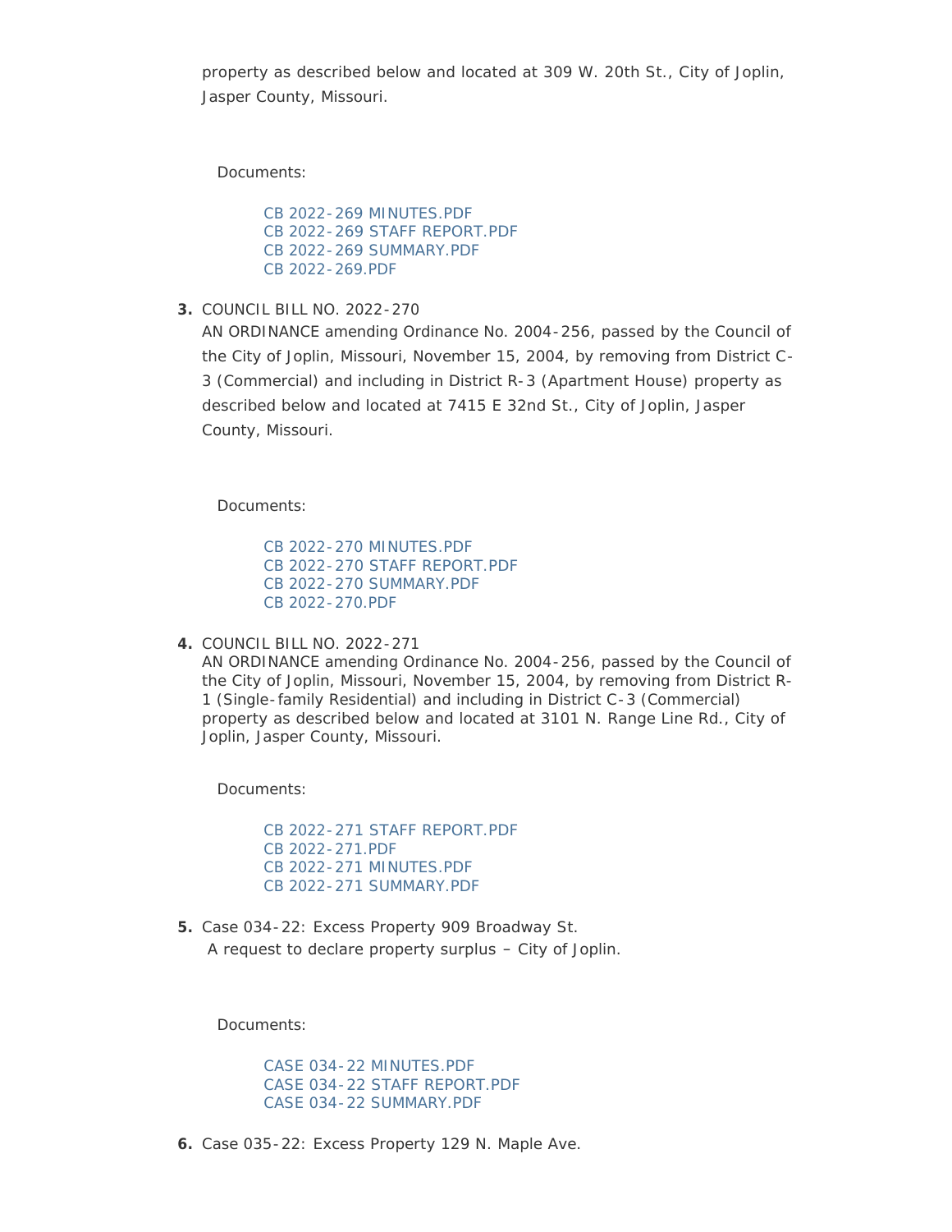property as described below and located at 309 W. 20th St., City of Joplin, Jasper County, Missouri.

Documents:

- CB 2022-269 MINUTES.PDF
- CB 2022-269 STAFF REPORT.PDF
- CB 2022-269 SUMMARY.PDF
- CB 2022-269.PDF

3. COUNCIL BILL NO. 2022-270
   AN ORDINANCE amending Ordinance No. 2004-256, passed by the Council of the City of Joplin, Missouri, November 15, 2004, by removing from District C-3 (Commercial) and including in District R-3 (Apartment House) property as described below and located at 7415 E 32nd St., City of Joplin, Jasper County, Missouri.

   Documents:

   - CB 2022-270 MINUTES.PDF
   - CB 2022-270 STAFF REPORT.PDF
   - CB 2022-270 SUMMARY.PDF
   - CB 2022-270.PDF

4. COUNCIL BILL NO. 2022-271
   AN ORDINANCE amending Ordinance No. 2004-256, passed by the Council of the City of Joplin, Missouri, November 15, 2004, by removing from District R-1 (Single-family Residential) and including in District C-3 (Commercial) property as described below and located at 3101 N. Range Line Rd., City of Joplin, Jasper County, Missouri.

   Documents:

   - CB 2022-271 STAFF REPORT.PDF
   - CB 2022-271.PDF
   - CB 2022-271 MINUTES.PDF
   - CB 2022-271 SUMMARY.PDF

5. Case 034-22: Excess Property 909 Broadway St.
   A request to declare property surplus – City of Joplin.

   Documents:

   - CASE 034-22 MINUTES.PDF
   - CASE 034-22 STAFF REPORT.PDF
   - CASE 034-22 SUMMARY.PDF

6. Case 035-22: Excess Property 129 N. Maple Ave.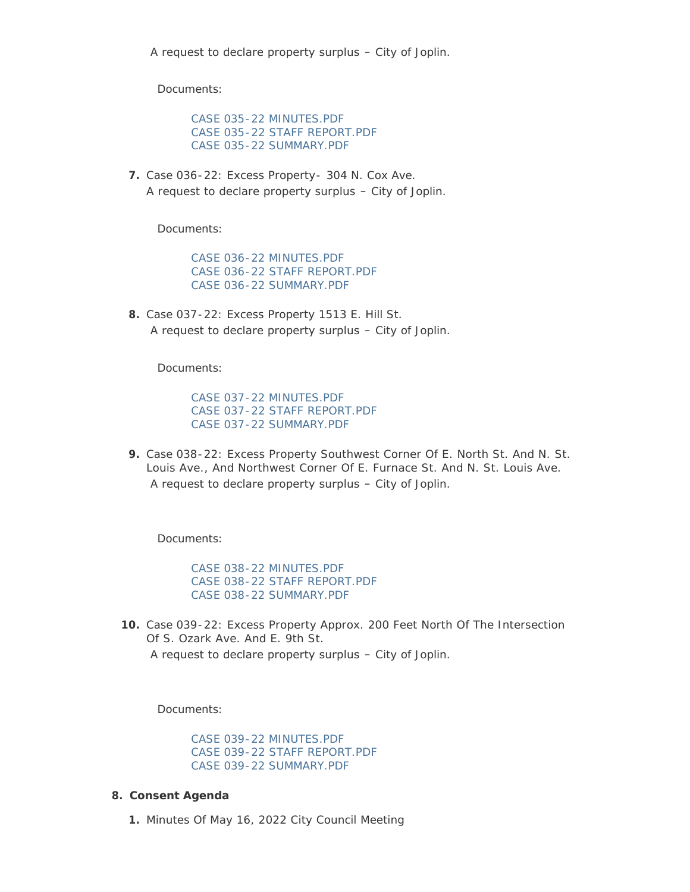A request to declare property surplus – City of Joplin.

Documents:

- CASE 035-22 MINUTES.PDF
- CASE 035-22 STAFF REPORT.PDF
- CASE 035-22 SUMMARY.PDF

7. Case 036-22: Excess Property- 304 N. Cox Ave.
   A request to declare property surplus – City of Joplin.

   Documents:

   - CASE 036-22 MINUTES.PDF
   - CASE 036-22 STAFF REPORT.PDF
   - CASE 036-22 SUMMARY.PDF

8. Case 037-22: Excess Property 1513 E. Hill St.
   A request to declare property surplus – City of Joplin.

   Documents:

   - CASE 037-22 MINUTES.PDF
   - CASE 037-22 STAFF REPORT.PDF
   - CASE 037-22 SUMMARY.PDF

9. Case 038-22: Excess Property Southwest Corner Of E. North St. And N. St. Louis Ave., And Northwest Corner Of E. Furnace St. And N. St. Louis Ave.
   A request to declare property surplus – City of Joplin.

   Documents:

   - CASE 038-22 MINUTES.PDF
   - CASE 038-22 STAFF REPORT.PDF
   - CASE 038-22 SUMMARY.PDF

10. Case 039-22: Excess Property Approx. 200 Feet North Of The Intersection Of S. Ozark Ave. And E. 9th St.
    A request to declare property surplus – City of Joplin.

    Documents:

    - CASE 039-22 MINUTES.PDF
    - CASE 039-22 STAFF REPORT.PDF
    - CASE 039-22 SUMMARY.PDF

**8. Consent Agenda**

1. Minutes Of May 16, 2022 City Council Meeting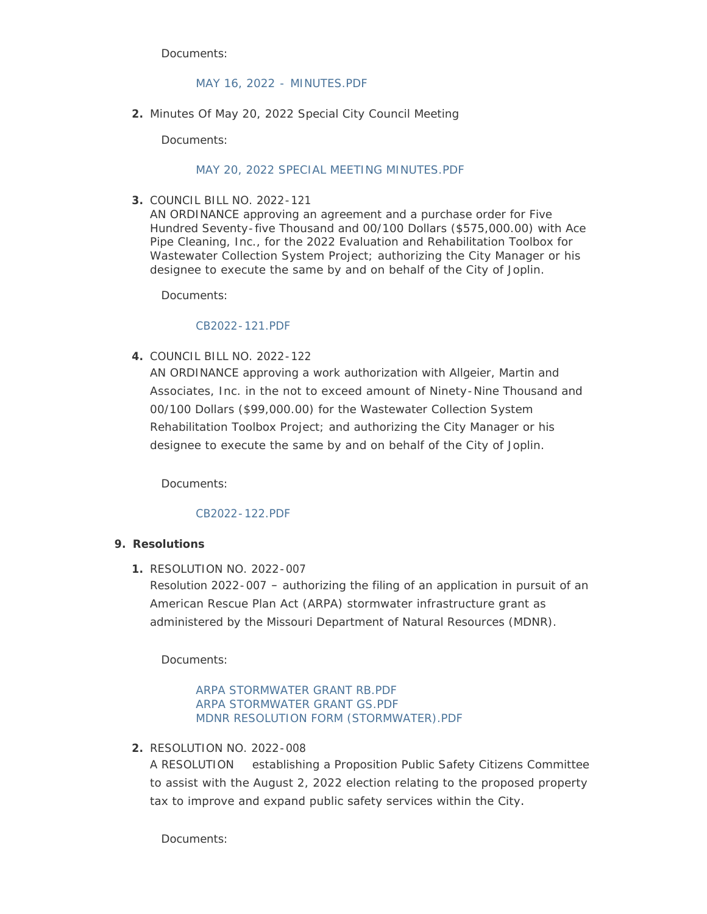Documents:

MAY 16, 2022 - MINUTES.PDF

2. Minutes Of May 20, 2022 Special City Council Meeting

   Documents:

   MAY 20, 2022 SPECIAL MEETING MINUTES.PDF

3. COUNCIL BILL NO. 2022-121
   AN ORDINANCE approving an agreement and a purchase order for Five Hundred Seventy-five Thousand and 00/100 Dollars ($575,000.00) with Ace Pipe Cleaning, Inc., for the 2022 Evaluation and Rehabilitation Toolbox for Wastewater Collection System Project; authorizing the City Manager or his designee to execute the same by and on behalf of the City of Joplin.

   Documents:

   CB2022-121.PDF

4. COUNCIL BILL NO. 2022-122
   AN ORDINANCE approving a work authorization with Allgeier, Martin and Associates, Inc. in the not to exceed amount of Ninety-Nine Thousand and 00/100 Dollars ($99,000.00) for the Wastewater Collection System Rehabilitation Toolbox Project; and authorizing the City Manager or his designee to execute the same by and on behalf of the City of Joplin.

   Documents:

   CB2022-122.PDF

9. **Resolutions**

   1. RESOLUTION NO. 2022-007
      Resolution 2022-007 – authorizing the filing of an application in pursuit of an American Rescue Plan Act (ARPA) stormwater infrastructure grant as administered by the Missouri Department of Natural Resources (MDNR).

      Documents:

      ARPA STORMWATER GRANT RB.PDF
      ARPA STORMWATER GRANT GS.PDF
      MDNR RESOLUTION FORM (STORMWATER).PDF

   2. RESOLUTION NO. 2022-008
      A RESOLUTION establishing a Proposition Public Safety Citizens Committee to assist with the August 2, 2022 election relating to the proposed property tax to improve and expand public safety services within the City.

      Documents: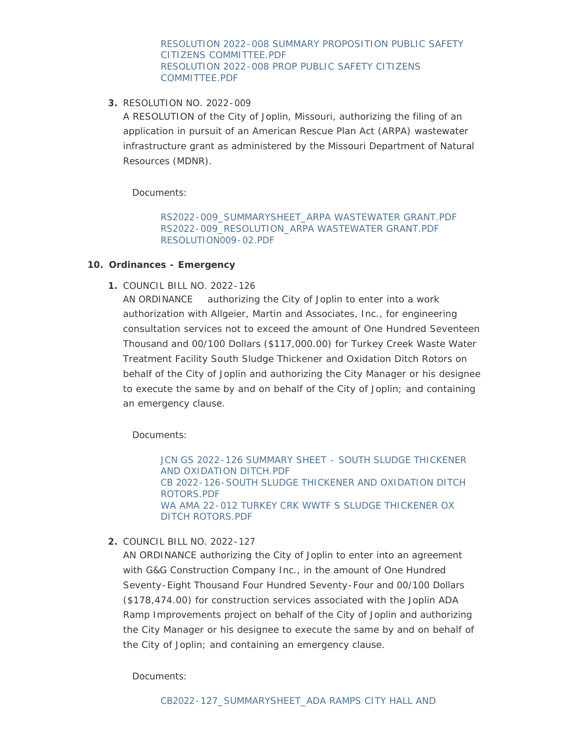RESOLUTION 2022-008 SUMMARY PROPOSITION PUBLIC SAFETY CITIZENS COMMITTEE.PDF
RESOLUTION 2022-008 PROP PUBLIC SAFETY CITIZENS COMMITTEE.PDF

3. RESOLUTION NO. 2022-009
   A RESOLUTION of the City of Joplin, Missouri, authorizing the filing of an application in pursuit of an American Rescue Plan Act (ARPA) wastewater infrastructure grant as administered by the Missouri Department of Natural Resources (MDNR).

   Documents:

   RS2022-009_SUMMARYSHEET_ARPA WASTEWATER GRANT.PDF
   RS2022-009_RESOLUTION_ARPA WASTEWATER GRANT.PDF
   RESOLUTION009-02.PDF

**10. Ordinances - Emergency**

1. COUNCIL BILL NO. 2022-126
   AN ORDINANCE authorizing the City of Joplin to enter into a work authorization with Allgeier, Martin and Associates, Inc., for engineering consultation services not to exceed the amount of One Hundred Seventeen Thousand and 00/100 Dollars ($117,000.00) for Turkey Creek Waste Water Treatment Facility South Sludge Thickener and Oxidation Ditch Rotors on behalf of the City of Joplin and authorizing the City Manager or his designee to execute the same by and on behalf of the City of Joplin; and containing an emergency clause.

   Documents:

   JCN GS 2022-126 SUMMARY SHEET - SOUTH SLUDGE THICKENER AND OXIDATION DITCH.PDF
   CB 2022-126-SOUTH SLUDGE THICKENER AND OXIDATION DITCH ROTORS.PDF
   WA AMA 22-012 TURKEY CRK WWTF S SLUDGE THICKENER OX DITCH ROTORS.PDF

2. COUNCIL BILL NO. 2022-127
   AN ORDINANCE authorizing the City of Joplin to enter into an agreement with G&G Construction Company Inc., in the amount of One Hundred Seventy-Eight Thousand Four Hundred Seventy-Four and 00/100 Dollars ($178,474.00) for construction services associated with the Joplin ADA Ramp Improvements project on behalf of the City of Joplin and authorizing the City Manager or his designee to execute the same by and on behalf of the City of Joplin; and containing an emergency clause.

   Documents:

   CB2022-127_SUMMARYSHEET_ADA RAMPS CITY HALL AND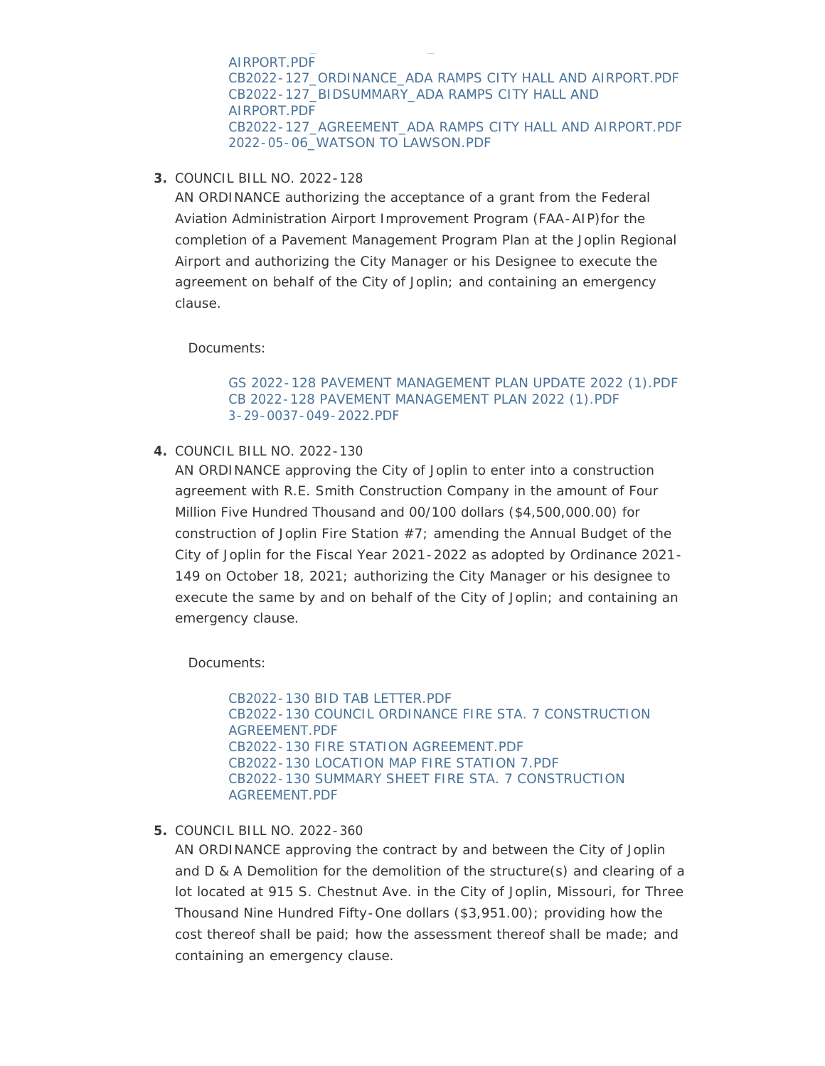AIRPORT.PDF
CB2022-127_ORDINANCE_ADA RAMPS CITY HALL AND AIRPORT.PDF
CB2022-127_BIDSUMMARY_ADA RAMPS CITY HALL AND AIRPORT.PDF
CB2022-127_AGREEMENT_ADA RAMPS CITY HALL AND AIRPORT.PDF
2022-05-06_WATSON TO LAWSON.PDF

3. COUNCIL BILL NO. 2022-128
AN ORDINANCE authorizing the acceptance of a grant from the Federal Aviation Administration Airport Improvement Program (FAA-AIP)for the completion of a Pavement Management Program Plan at the Joplin Regional Airport and authorizing the City Manager or his Designee to execute the agreement on behalf of the City of Joplin; and containing an emergency clause.

   Documents:

   GS 2022-128 PAVEMENT MANAGEMENT PLAN UPDATE 2022 (1).PDF
   CB 2022-128 PAVEMENT MANAGEMENT PLAN 2022 (1).PDF
   3-29-0037-049-2022.PDF

4. COUNCIL BILL NO. 2022-130
AN ORDINANCE approving the City of Joplin to enter into a construction agreement with R.E. Smith Construction Company in the amount of Four Million Five Hundred Thousand and 00/100 dollars ($4,500,000.00) for construction of Joplin Fire Station #7; amending the Annual Budget of the City of Joplin for the Fiscal Year 2021-2022 as adopted by Ordinance 2021-149 on October 18, 2021; authorizing the City Manager or his designee to execute the same by and on behalf of the City of Joplin; and containing an emergency clause.

   Documents:

   CB2022-130 BID TAB LETTER.PDF
   CB2022-130 COUNCIL ORDINANCE FIRE STA. 7 CONSTRUCTION AGREEMENT.PDF
   CB2022-130 FIRE STATION AGREEMENT.PDF
   CB2022-130 LOCATION MAP FIRE STATION 7.PDF
   CB2022-130 SUMMARY SHEET FIRE STA. 7 CONSTRUCTION AGREEMENT.PDF

5. COUNCIL BILL NO. 2022-360
AN ORDINANCE approving the contract by and between the City of Joplin and D & A Demolition for the demolition of the structure(s) and clearing of a lot located at 915 S. Chestnut Ave. in the City of Joplin, Missouri, for Three Thousand Nine Hundred Fifty-One dollars ($3,951.00); providing how the cost thereof shall be paid; how the assessment thereof shall be made; and containing an emergency clause.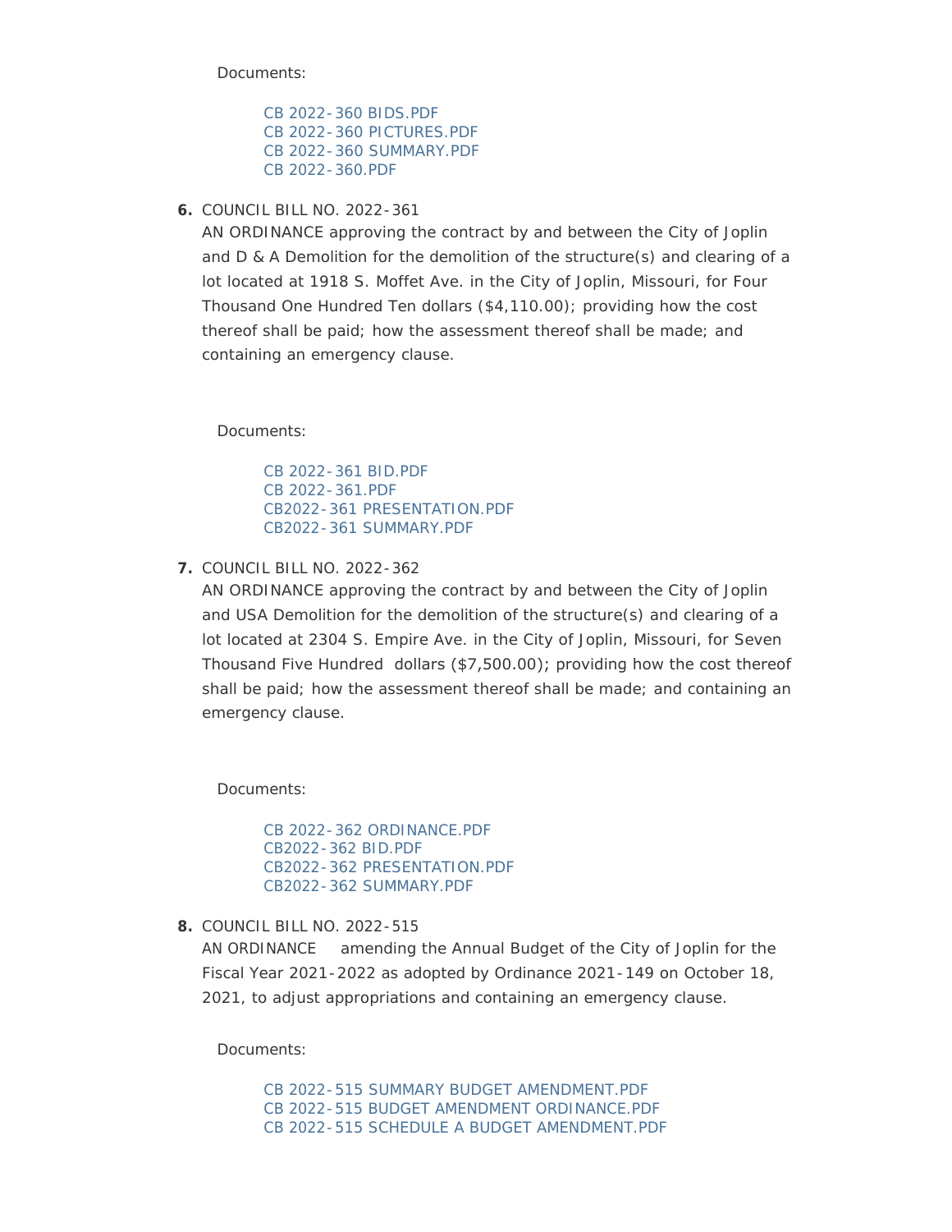Documents:

- CB 2022-360 BIDS.PDF
- CB 2022-360 PICTURES.PDF
- CB 2022-360 SUMMARY.PDF
- CB 2022-360.PDF

6. COUNCIL BILL NO. 2022-361
   AN ORDINANCE approving the contract by and between the City of Joplin and D & A Demolition for the demolition of the structure(s) and clearing of a lot located at 1918 S. Moffet Ave. in the City of Joplin, Missouri, for Four Thousand One Hundred Ten dollars ($4,110.00); providing how the cost thereof shall be paid; how the assessment thereof shall be made; and containing an emergency clause.

   Documents:

   - CB 2022-361 BID.PDF
   - CB 2022-361.PDF
   - CB2022-361 PRESENTATION.PDF
   - CB2022-361 SUMMARY.PDF

7. COUNCIL BILL NO. 2022-362
   AN ORDINANCE approving the contract by and between the City of Joplin and USA Demolition for the demolition of the structure(s) and clearing of a lot located at 2304 S. Empire Ave. in the City of Joplin, Missouri, for Seven Thousand Five Hundred dollars ($7,500.00); providing how the cost thereof shall be paid; how the assessment thereof shall be made; and containing an emergency clause.

   Documents:

   - CB 2022-362 ORDINANCE.PDF
   - CB2022-362 BID.PDF
   - CB2022-362 PRESENTATION.PDF
   - CB2022-362 SUMMARY.PDF

8. COUNCIL BILL NO. 2022-515
   AN ORDINANCE amending the Annual Budget of the City of Joplin for the Fiscal Year 2021-2022 as adopted by Ordinance 2021-149 on October 18, 2021, to adjust appropriations and containing an emergency clause.

   Documents:

   - CB 2022-515 SUMMARY BUDGET AMENDMENT.PDF
   - CB 2022-515 BUDGET AMENDMENT ORDINANCE.PDF
   - CB 2022-515 SCHEDULE A BUDGET AMENDMENT.PDF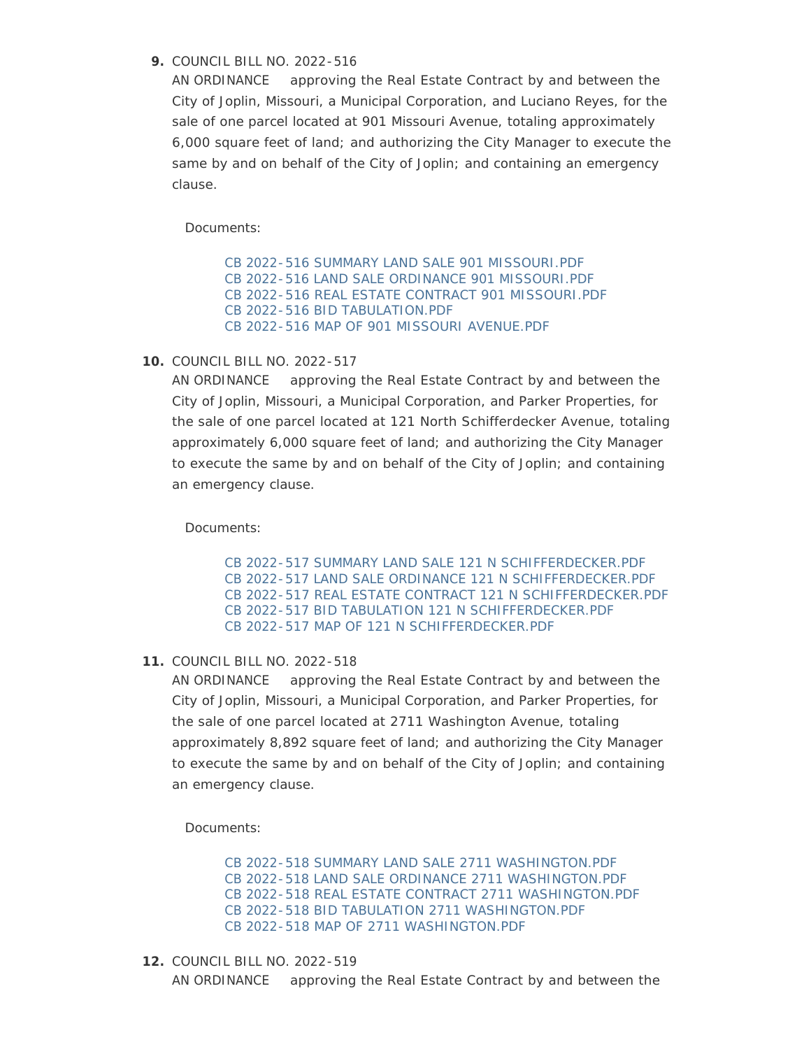9. COUNCIL BILL NO. 2022-516
   AN ORDINANCE approving the Real Estate Contract by and between the City of Joplin, Missouri, a Municipal Corporation, and Luciano Reyes, for the sale of one parcel located at 901 Missouri Avenue, totaling approximately 6,000 square feet of land; and authorizing the City Manager to execute the same by and on behalf of the City of Joplin; and containing an emergency clause.

   Documents:

   - CB 2022-516 SUMMARY LAND SALE 901 MISSOURI.PDF
   - CB 2022-516 LAND SALE ORDINANCE 901 MISSOURI.PDF
   - CB 2022-516 REAL ESTATE CONTRACT 901 MISSOURI.PDF
   - CB 2022-516 BID TABULATION.PDF
   - CB 2022-516 MAP OF 901 MISSOURI AVENUE.PDF

10. COUNCIL BILL NO. 2022-517
    AN ORDINANCE approving the Real Estate Contract by and between the City of Joplin, Missouri, a Municipal Corporation, and Parker Properties, for the sale of one parcel located at 121 North Schifferdecker Avenue, totaling approximately 6,000 square feet of land; and authorizing the City Manager to execute the same by and on behalf of the City of Joplin; and containing an emergency clause.

    Documents:

    - CB 2022-517 SUMMARY LAND SALE 121 N SCHIFFERDECKER.PDF
    - CB 2022-517 LAND SALE ORDINANCE 121 N SCHIFFERDECKER.PDF
    - CB 2022-517 REAL ESTATE CONTRACT 121 N SCHIFFERDECKER.PDF
    - CB 2022-517 BID TABULATION 121 N SCHIFFERDECKER.PDF
    - CB 2022-517 MAP OF 121 N SCHIFFERDECKER.PDF

11. COUNCIL BILL NO. 2022-518
    AN ORDINANCE approving the Real Estate Contract by and between the City of Joplin, Missouri, a Municipal Corporation, and Parker Properties, for the sale of one parcel located at 2711 Washington Avenue, totaling approximately 8,892 square feet of land; and authorizing the City Manager to execute the same by and on behalf of the City of Joplin; and containing an emergency clause.

    Documents:

    - CB 2022-518 SUMMARY LAND SALE 2711 WASHINGTON.PDF
    - CB 2022-518 LAND SALE ORDINANCE 2711 WASHINGTON.PDF
    - CB 2022-518 REAL ESTATE CONTRACT 2711 WASHINGTON.PDF
    - CB 2022-518 BID TABULATION 2711 WASHINGTON.PDF
    - CB 2022-518 MAP OF 2711 WASHINGTON.PDF

12. COUNCIL BILL NO. 2022-519
    AN ORDINANCE approving the Real Estate Contract by and between the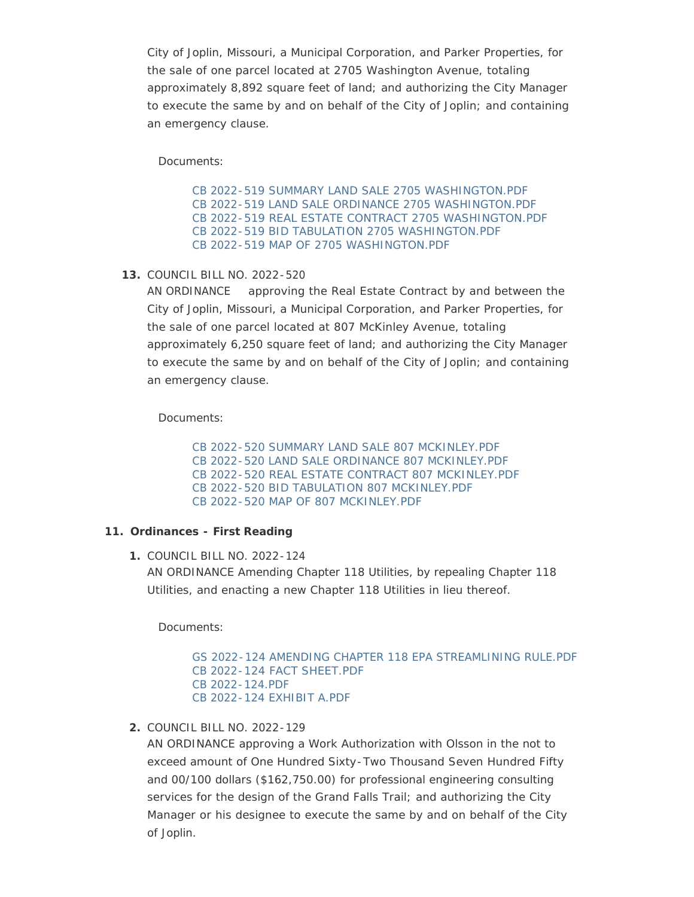City of Joplin, Missouri, a Municipal Corporation, and Parker Properties, for the sale of one parcel located at 2705 Washington Avenue, totaling approximately 8,892 square feet of land; and authorizing the City Manager to execute the same by and on behalf of the City of Joplin; and containing an emergency clause.

Documents:

- CB 2022-519 SUMMARY LAND SALE 2705 WASHINGTON.PDF
- CB 2022-519 LAND SALE ORDINANCE 2705 WASHINGTON.PDF
- CB 2022-519 REAL ESTATE CONTRACT 2705 WASHINGTON.PDF
- CB 2022-519 BID TABULATION 2705 WASHINGTON.PDF
- CB 2022-519 MAP OF 2705 WASHINGTON.PDF

13. COUNCIL BILL NO. 2022-520
AN ORDINANCE approving the Real Estate Contract by and between the City of Joplin, Missouri, a Municipal Corporation, and Parker Properties, for the sale of one parcel located at 807 McKinley Avenue, totaling approximately 6,250 square feet of land; and authorizing the City Manager to execute the same by and on behalf of the City of Joplin; and containing an emergency clause.

Documents:

- CB 2022-520 SUMMARY LAND SALE 807 MCKINLEY.PDF
- CB 2022-520 LAND SALE ORDINANCE 807 MCKINLEY.PDF
- CB 2022-520 REAL ESTATE CONTRACT 807 MCKINLEY.PDF
- CB 2022-520 BID TABULATION 807 MCKINLEY.PDF
- CB 2022-520 MAP OF 807 MCKINLEY.PDF

**11. Ordinances - First Reading**

1. COUNCIL BILL NO. 2022-124
AN ORDINANCE Amending Chapter 118 Utilities, by repealing Chapter 118 Utilities, and enacting a new Chapter 118 Utilities in lieu thereof.

Documents:

- GS 2022-124 AMENDING CHAPTER 118 EPA STREAMLINING RULE.PDF
- CB 2022-124 FACT SHEET.PDF
- CB 2022-124.PDF
- CB 2022-124 EXHIBIT A.PDF

2. COUNCIL BILL NO. 2022-129
AN ORDINANCE approving a Work Authorization with Olsson in the not to exceed amount of One Hundred Sixty-Two Thousand Seven Hundred Fifty and 00/100 dollars ($162,750.00) for professional engineering consulting services for the design of the Grand Falls Trail; and authorizing the City Manager or his designee to execute the same by and on behalf of the City of Joplin.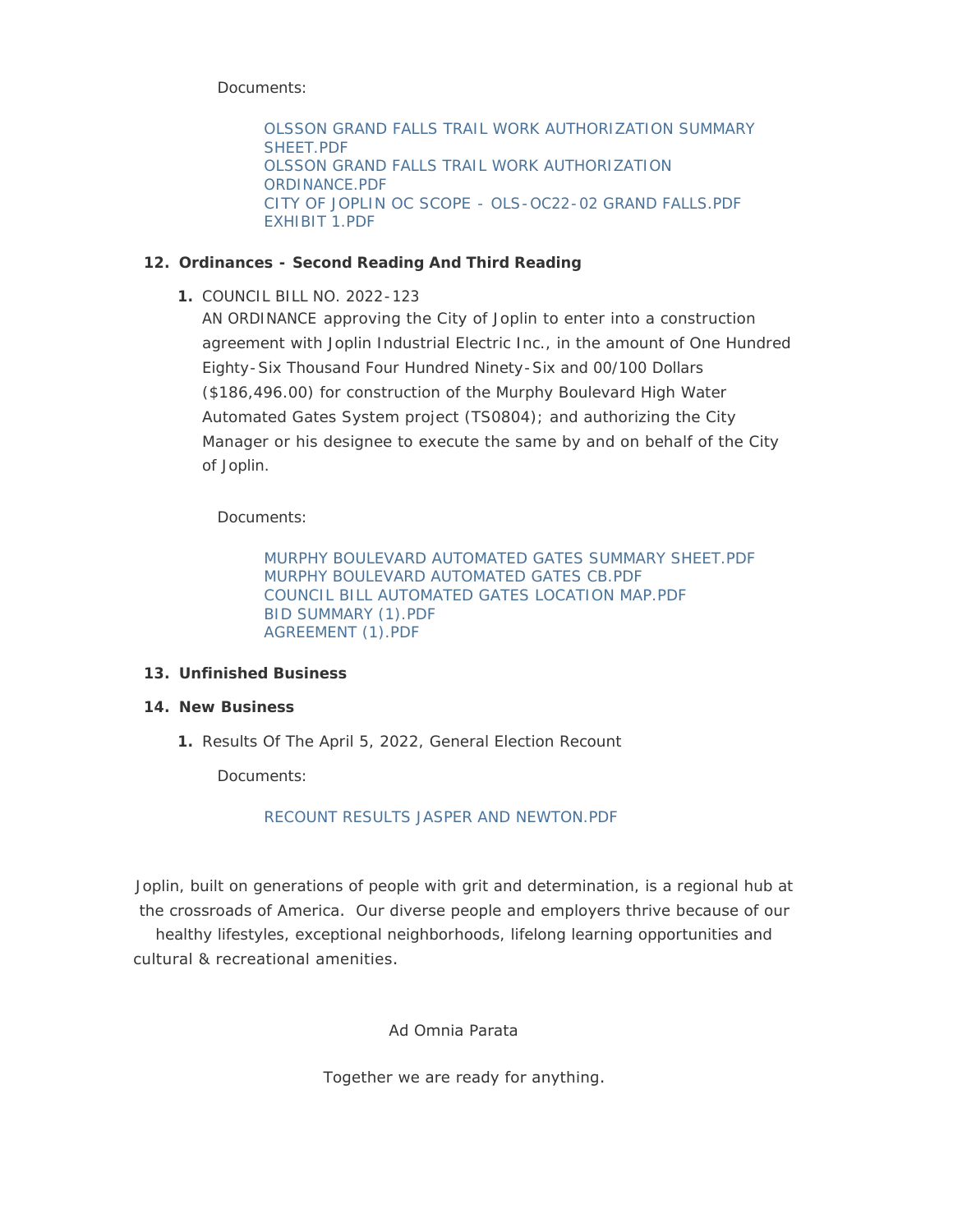Documents:

> OLSSON GRAND FALLS TRAIL WORK AUTHORIZATION SUMMARY SHEET.PDF
> OLSSON GRAND FALLS TRAIL WORK AUTHORIZATION ORDINANCE.PDF
> CITY OF JOPLIN OC SCOPE - OLS-OC22-02 GRAND FALLS.PDF
> EXHIBIT 1.PDF

12. **Ordinances - Second Reading And Third Reading**

    1. COUNCIL BILL NO. 2022-123
       AN ORDINANCE approving the City of Joplin to enter into a construction agreement with Joplin Industrial Electric Inc., in the amount of One Hundred Eighty-Six Thousand Four Hundred Ninety-Six and 00/100 Dollars ($186,496.00) for construction of the Murphy Boulevard High Water Automated Gates System project (TS0804); and authorizing the City Manager or his designee to execute the same by and on behalf of the City of Joplin.

       Documents:

       > MURPHY BOULEVARD AUTOMATED GATES SUMMARY SHEET.PDF
       > MURPHY BOULEVARD AUTOMATED GATES CB.PDF
       > COUNCIL BILL AUTOMATED GATES LOCATION MAP.PDF
       > BID SUMMARY (1).PDF
       > AGREEMENT (1).PDF

13. **Unfinished Business**

14. **New Business**

    1. Results Of The April 5, 2022, General Election Recount

       Documents:

       > RECOUNT RESULTS JASPER AND NEWTON.PDF

Joplin, built on generations of people with grit and determination, is a regional hub at the crossroads of America. Our diverse people and employers thrive because of our healthy lifestyles, exceptional neighborhoods, lifelong learning opportunities and cultural & recreational amenities.

Ad Omnia Parata

Together we are ready for anything.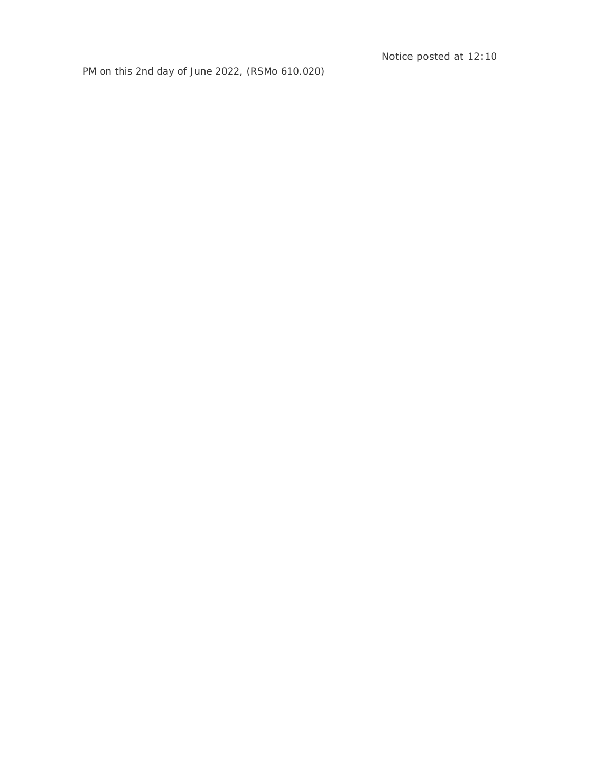Notice posted at 12:10 PM on this 2nd day of June 2022, (RSMo 610.020)